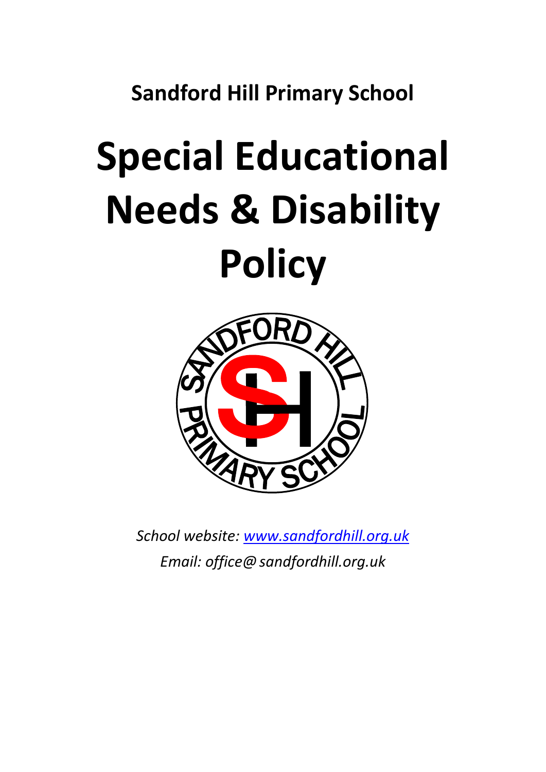**Sandford Hill Primary School**

# Special Educational Needs & Disability Policy

*School website: [www.sandfordhill.org.uk](http://www.sandfordhill.org.uk)*

*Email: office@ sandfordhill.org.uk*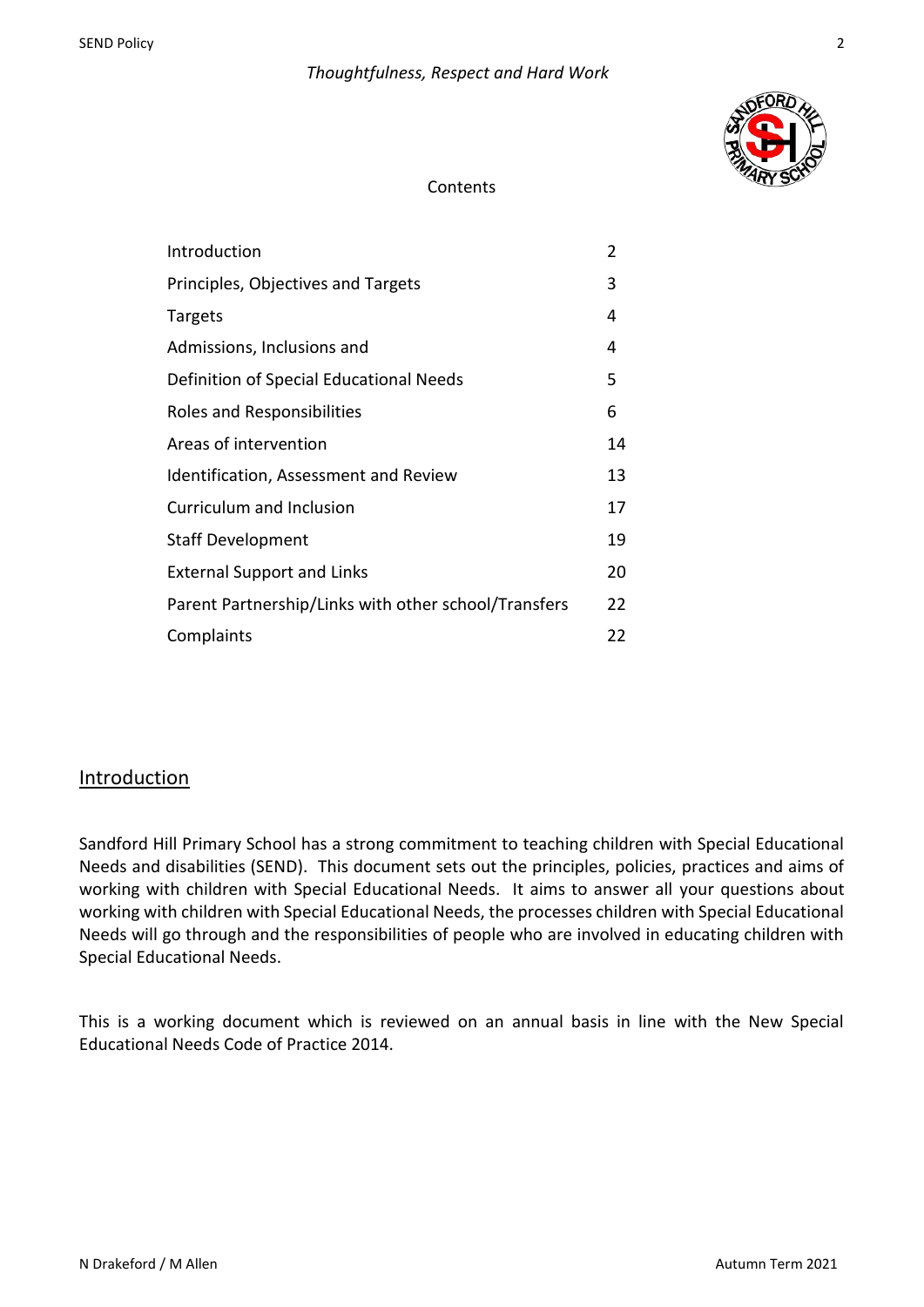*Thoughtfulness, Respect and Hard Work*

Contents

| | |
|---|---|
| Introduction | 2 |
| Principles, Objectives and Targets | 3 |
| Targets | 4 |
| Admissions, Inclusions and | 4 |
| Definition of Special Educational Needs | 5 |
| Roles and Responsibilities | 6 |
| Areas of intervention | 14 |
| Identification, Assessment and Review | 13 |
| Curriculum and Inclusion | 17 |
| Staff Development | 19 |
| External Support and Links | 20 |
| Parent Partnership/Links with other school/Transfers | 22 |
| Complaints | 22 |

## Introduction

Sandford Hill Primary School has a strong commitment to teaching children with Special Educational Needs and disabilities (SEND). This document sets out the principles, policies, practices and aims of working with children with Special Educational Needs. It aims to answer all your questions about working with children with Special Educational Needs, the processes children with Special Educational Needs will go through and the responsibilities of people who are involved in educating children with Special Educational Needs.

This is a working document which is reviewed on an annual basis in line with the New Special Educational Needs Code of Practice 2014.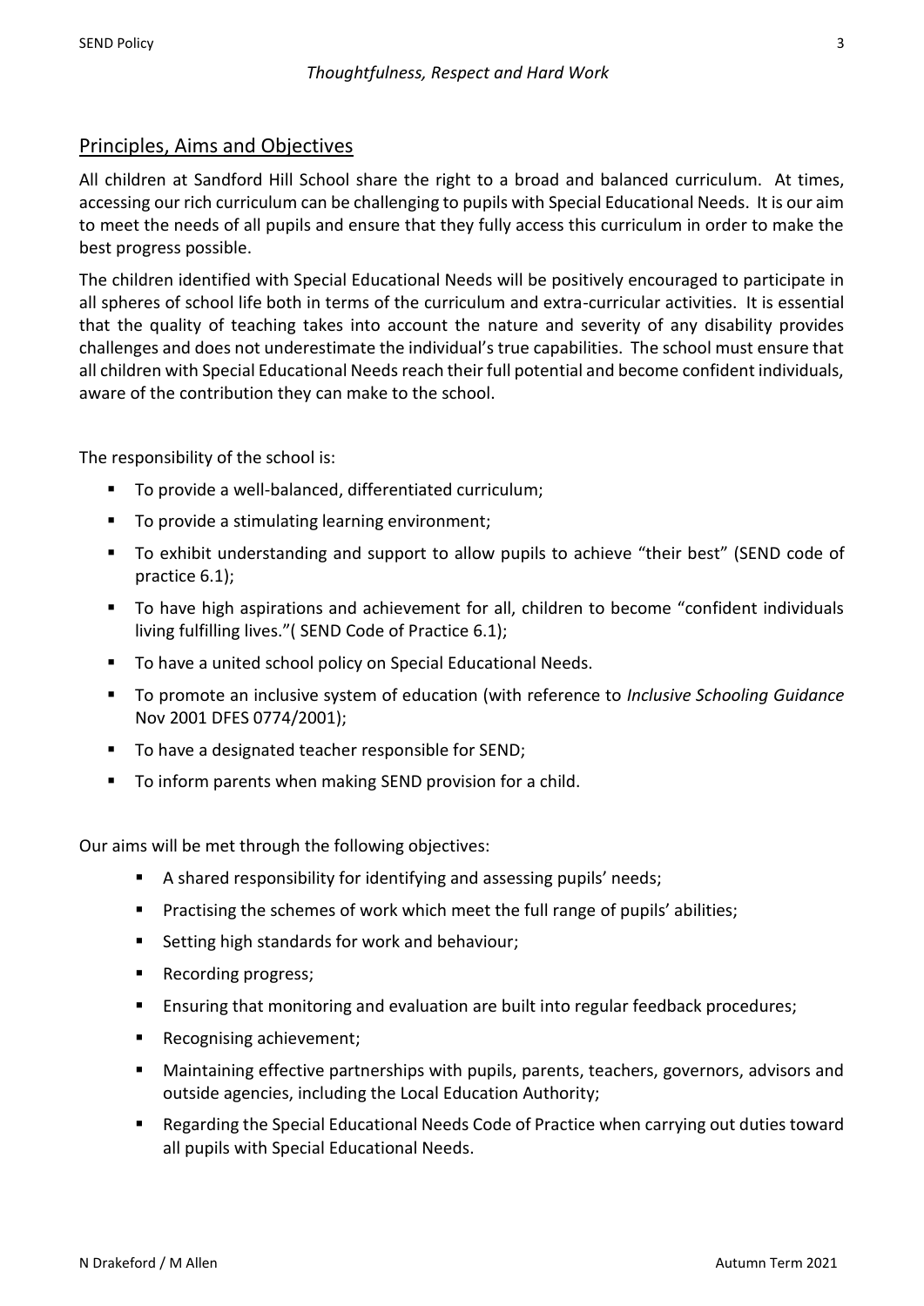## Principles, Aims and Objectives

All children at Sandford Hill School share the right to a broad and balanced curriculum. At times, accessing our rich curriculum can be challenging to pupils with Special Educational Needs. It is our aim to meet the needs of all pupils and ensure that they fully access this curriculum in order to make the best progress possible.

The children identified with Special Educational Needs will be positively encouraged to participate in all spheres of school life both in terms of the curriculum and extra-curricular activities. It is essential that the quality of teaching takes into account the nature and severity of any disability provides challenges and does not underestimate the individual's true capabilities. The school must ensure that all children with Special Educational Needs reach their full potential and become confident individuals, aware of the contribution they can make to the school.

The responsibility of the school is:

- To provide a well-balanced, differentiated curriculum;
- To provide a stimulating learning environment;
- To exhibit understanding and support to allow pupils to achieve "their best" (SEND code of practice 6.1);
- To have high aspirations and achievement for all, children to become "confident individuals living fulfilling lives."( SEND Code of Practice 6.1);
- To have a united school policy on Special Educational Needs.
- To promote an inclusive system of education (with reference to *Inclusive Schooling Guidance* Nov 2001 DFES 0774/2001);
- To have a designated teacher responsible for SEND;
- To inform parents when making SEND provision for a child.

Our aims will be met through the following objectives:

- A shared responsibility for identifying and assessing pupils' needs;
- Practising the schemes of work which meet the full range of pupils' abilities;
- Setting high standards for work and behaviour;
- Recording progress;
- Ensuring that monitoring and evaluation are built into regular feedback procedures;
- Recognising achievement;
- Maintaining effective partnerships with pupils, parents, teachers, governors, advisors and outside agencies, including the Local Education Authority;
- Regarding the Special Educational Needs Code of Practice when carrying out duties toward all pupils with Special Educational Needs.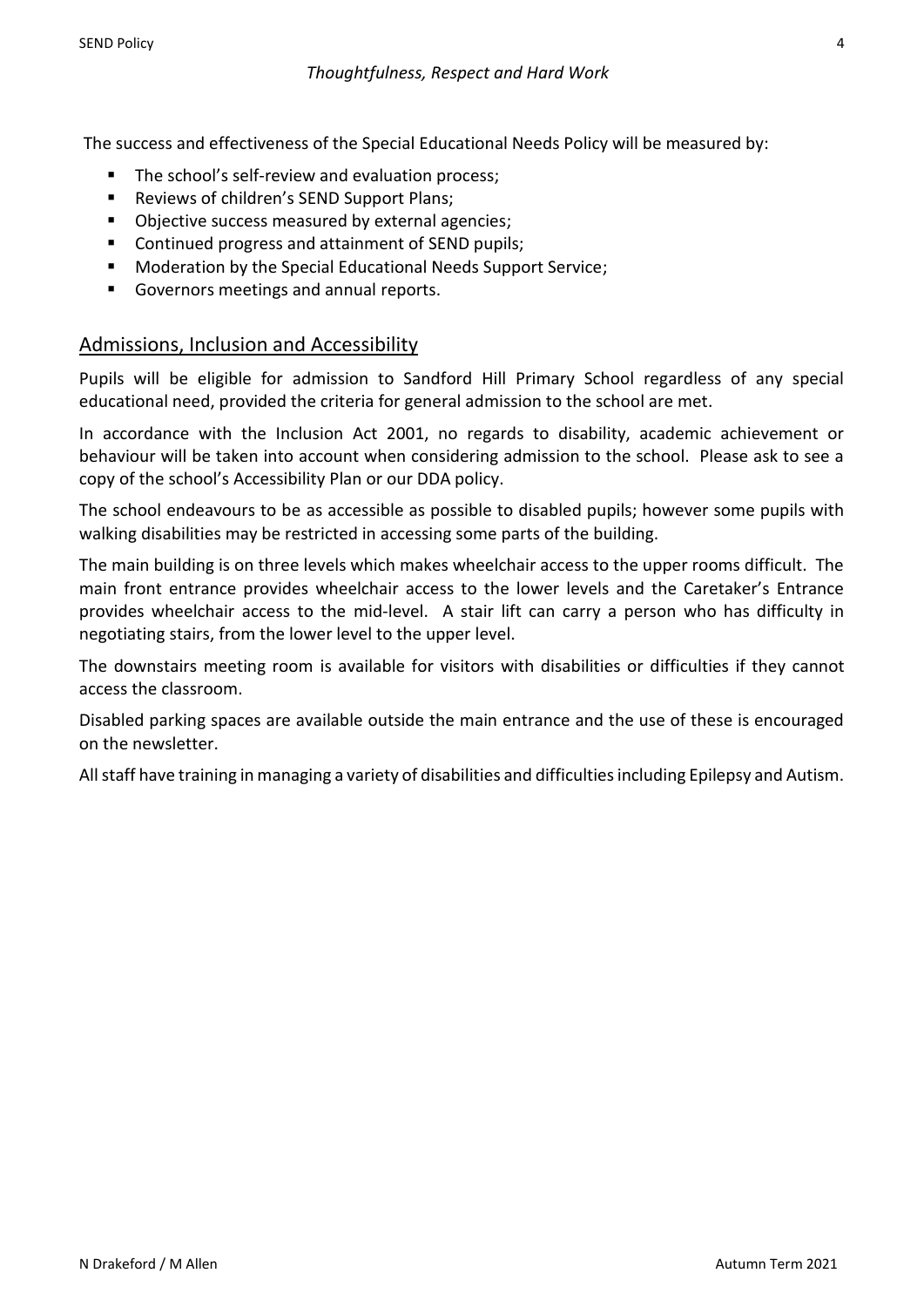The success and effectiveness of the Special Educational Needs Policy will be measured by:

- The school's self-review and evaluation process;
- Reviews of children's SEND Support Plans;
- Objective success measured by external agencies;
- Continued progress and attainment of SEND pupils;
- Moderation by the Special Educational Needs Support Service;
- Governors meetings and annual reports.

## Admissions, Inclusion and Accessibility

Pupils will be eligible for admission to Sandford Hill Primary School regardless of any special educational need, provided the criteria for general admission to the school are met.

In accordance with the Inclusion Act 2001, no regards to disability, academic achievement or behaviour will be taken into account when considering admission to the school. Please ask to see a copy of the school's Accessibility Plan or our DDA policy.

The school endeavours to be as accessible as possible to disabled pupils; however some pupils with walking disabilities may be restricted in accessing some parts of the building.

The main building is on three levels which makes wheelchair access to the upper rooms difficult. The main front entrance provides wheelchair access to the lower levels and the Caretaker's Entrance provides wheelchair access to the mid-level. A stair lift can carry a person who has difficulty in negotiating stairs, from the lower level to the upper level.

The downstairs meeting room is available for visitors with disabilities or difficulties if they cannot access the classroom.

Disabled parking spaces are available outside the main entrance and the use of these is encouraged on the newsletter.

All staff have training in managing a variety of disabilities and difficulties including Epilepsy and Autism.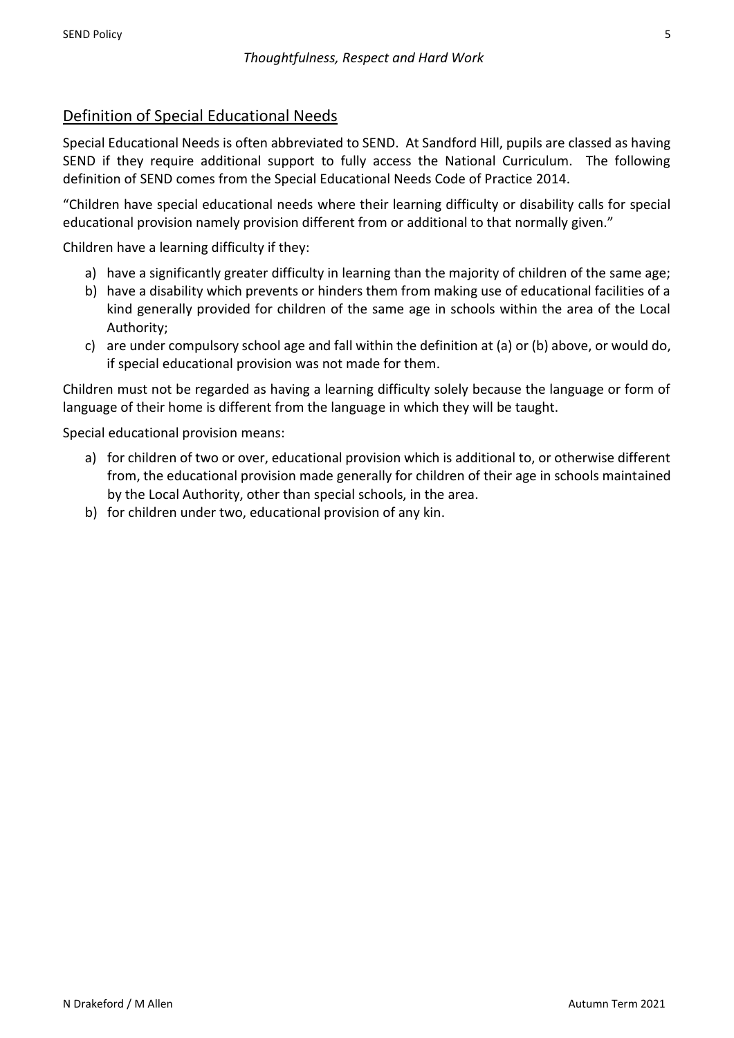## Definition of Special Educational Needs

Special Educational Needs is often abbreviated to SEND. At Sandford Hill, pupils are classed as having SEND if they require additional support to fully access the National Curriculum. The following definition of SEND comes from the Special Educational Needs Code of Practice 2014.

"Children have special educational needs where their learning difficulty or disability calls for special educational provision namely provision different from or additional to that normally given."

Children have a learning difficulty if they:

a) have a significantly greater difficulty in learning than the majority of children of the same age;
b) have a disability which prevents or hinders them from making use of educational facilities of a kind generally provided for children of the same age in schools within the area of the Local Authority;
c) are under compulsory school age and fall within the definition at (a) or (b) above, or would do, if special educational provision was not made for them.

Children must not be regarded as having a learning difficulty solely because the language or form of language of their home is different from the language in which they will be taught.

Special educational provision means:

a) for children of two or over, educational provision which is additional to, or otherwise different from, the educational provision made generally for children of their age in schools maintained by the Local Authority, other than special schools, in the area.
b) for children under two, educational provision of any kin.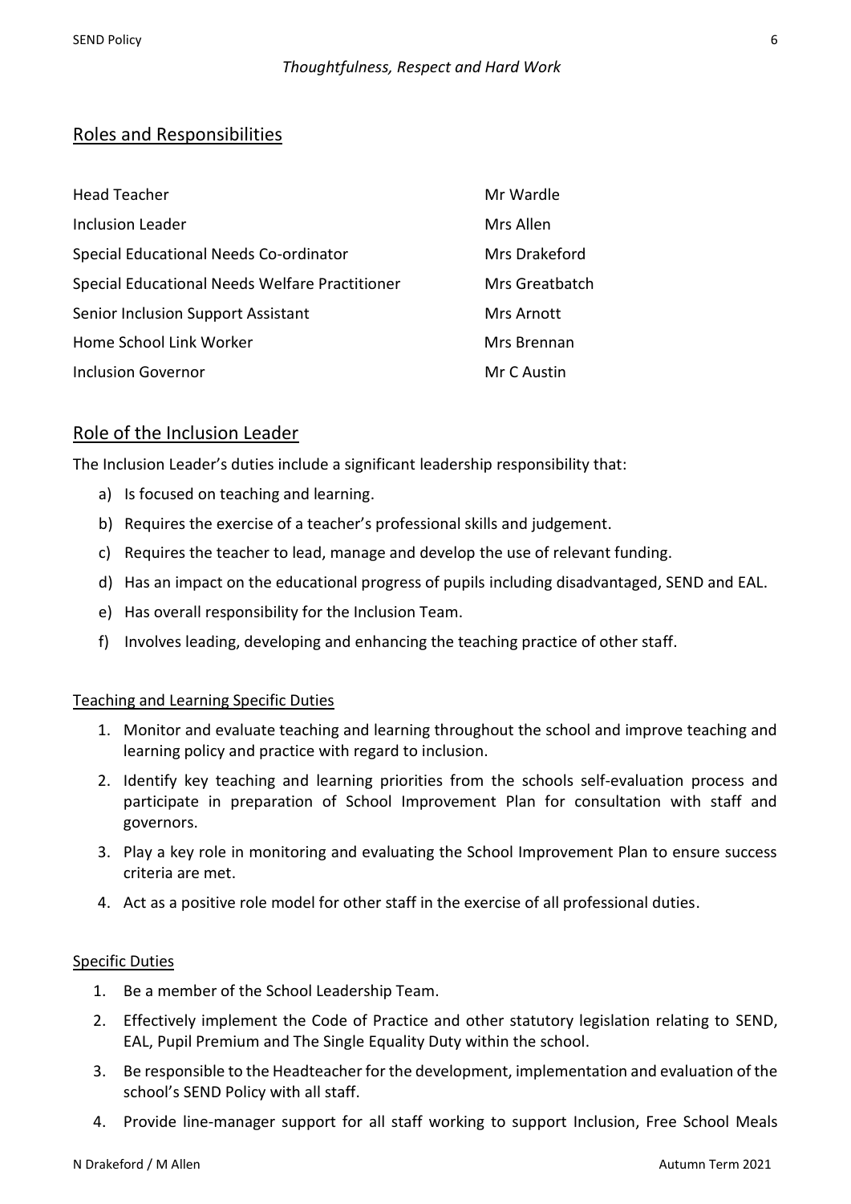*Thoughtfulness, Respect and Hard Work*

## Roles and Responsibilities

| | |
|---|---|
| Head Teacher | Mr Wardle |
| Inclusion Leader | Mrs Allen |
| Special Educational Needs Co-ordinator | Mrs Drakeford |
| Special Educational Needs Welfare Practitioner | Mrs Greatbatch |
| Senior Inclusion Support Assistant | Mrs Arnott |
| Home School Link Worker | Mrs Brennan |
| Inclusion Governor | Mr C Austin |

## Role of the Inclusion Leader

The Inclusion Leader's duties include a significant leadership responsibility that:

a) Is focused on teaching and learning.
b) Requires the exercise of a teacher's professional skills and judgement.
c) Requires the teacher to lead, manage and develop the use of relevant funding.
d) Has an impact on the educational progress of pupils including disadvantaged, SEND and EAL.
e) Has overall responsibility for the Inclusion Team.
f) Involves leading, developing and enhancing the teaching practice of other staff.

### Teaching and Learning Specific Duties

1. Monitor and evaluate teaching and learning throughout the school and improve teaching and learning policy and practice with regard to inclusion.
2. Identify key teaching and learning priorities from the schools self-evaluation process and participate in preparation of School Improvement Plan for consultation with staff and governors.
3. Play a key role in monitoring and evaluating the School Improvement Plan to ensure success criteria are met.
4. Act as a positive role model for other staff in the exercise of all professional duties.

### Specific Duties

1. Be a member of the School Leadership Team.
2. Effectively implement the Code of Practice and other statutory legislation relating to SEND, EAL, Pupil Premium and The Single Equality Duty within the school.
3. Be responsible to the Headteacher for the development, implementation and evaluation of the school's SEND Policy with all staff.
4. Provide line-manager support for all staff working to support Inclusion, Free School Meals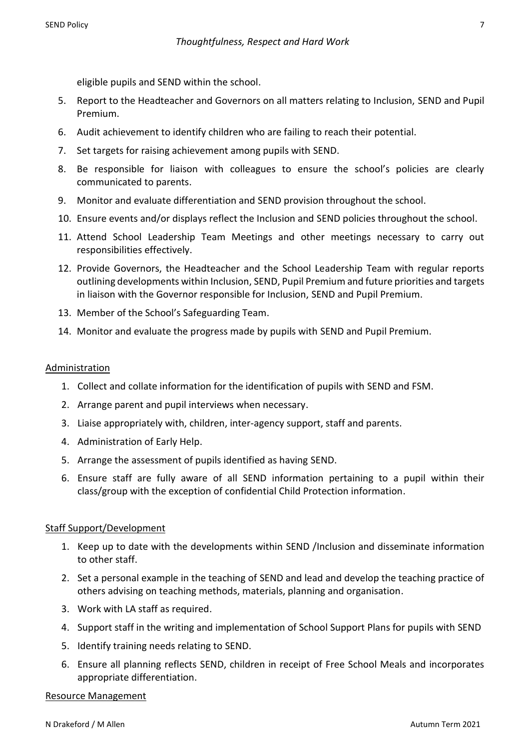*Thoughtfulness, Respect and Hard Work*

eligible pupils and SEND within the school.

5. Report to the Headteacher and Governors on all matters relating to Inclusion, SEND and Pupil Premium.
6. Audit achievement to identify children who are failing to reach their potential.
7. Set targets for raising achievement among pupils with SEND.
8. Be responsible for liaison with colleagues to ensure the school's policies are clearly communicated to parents.
9. Monitor and evaluate differentiation and SEND provision throughout the school.
10. Ensure events and/or displays reflect the Inclusion and SEND policies throughout the school.
11. Attend School Leadership Team Meetings and other meetings necessary to carry out responsibilities effectively.
12. Provide Governors, the Headteacher and the School Leadership Team with regular reports outlining developments within Inclusion, SEND, Pupil Premium and future priorities and targets in liaison with the Governor responsible for Inclusion, SEND and Pupil Premium.
13. Member of the School's Safeguarding Team.
14. Monitor and evaluate the progress made by pupils with SEND and Pupil Premium.

<u>Administration</u>

1. Collect and collate information for the identification of pupils with SEND and FSM.
2. Arrange parent and pupil interviews when necessary.
3. Liaise appropriately with, children, inter-agency support, staff and parents.
4. Administration of Early Help.
5. Arrange the assessment of pupils identified as having SEND.
6. Ensure staff are fully aware of all SEND information pertaining to a pupil within their class/group with the exception of confidential Child Protection information.

<u>Staff Support/Development</u>

1. Keep up to date with the developments within SEND /Inclusion and disseminate information to other staff.
2. Set a personal example in the teaching of SEND and lead and develop the teaching practice of others advising on teaching methods, materials, planning and organisation.
3. Work with LA staff as required.
4. Support staff in the writing and implementation of School Support Plans for pupils with SEND
5. Identify training needs relating to SEND.
6. Ensure all planning reflects SEND, children in receipt of Free School Meals and incorporates appropriate differentiation.

<u>Resource Management</u>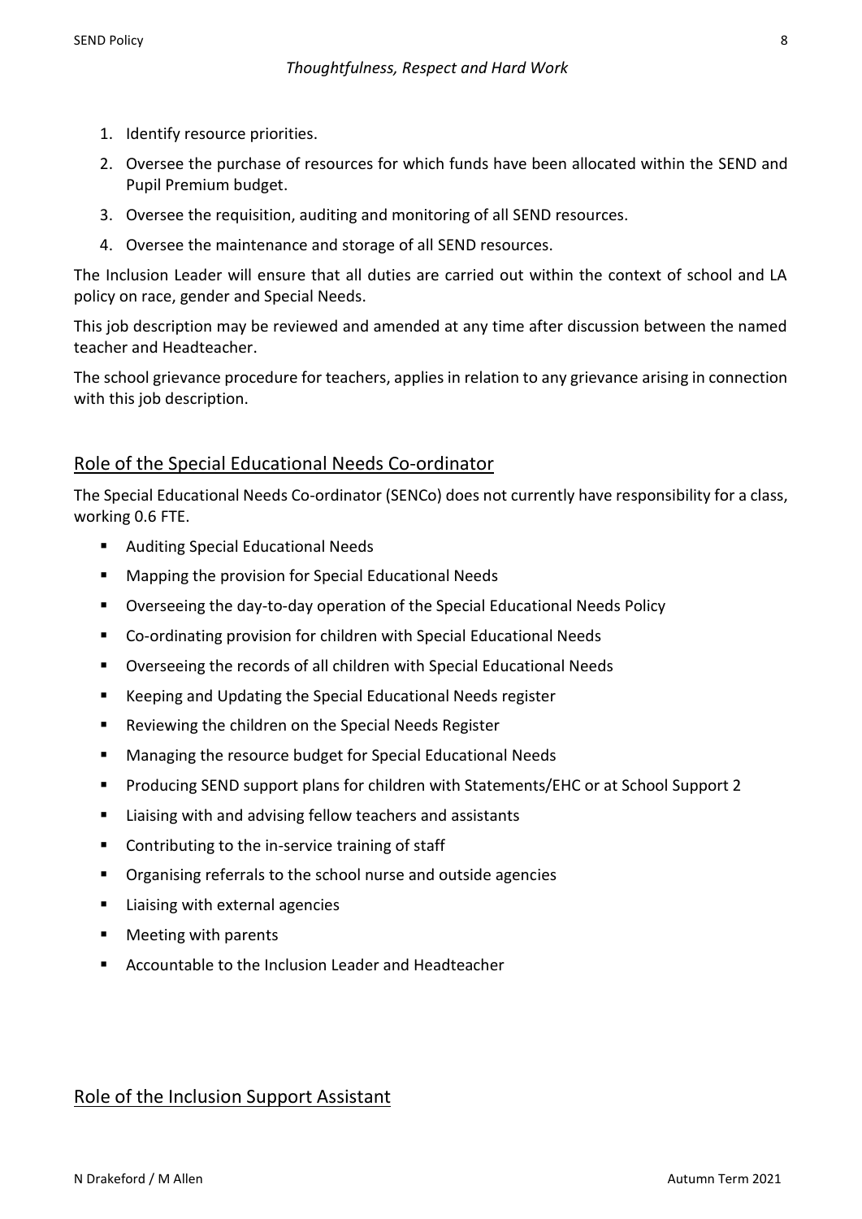1. Identify resource priorities.
2. Oversee the purchase of resources for which funds have been allocated within the SEND and Pupil Premium budget.
3. Oversee the requisition, auditing and monitoring of all SEND resources.
4. Oversee the maintenance and storage of all SEND resources.

The Inclusion Leader will ensure that all duties are carried out within the context of school and LA policy on race, gender and Special Needs.

This job description may be reviewed and amended at any time after discussion between the named teacher and Headteacher.

The school grievance procedure for teachers, applies in relation to any grievance arising in connection with this job description.

## Role of the Special Educational Needs Co-ordinator

The Special Educational Needs Co-ordinator (SENCo) does not currently have responsibility for a class, working 0.6 FTE.

- Auditing Special Educational Needs
- Mapping the provision for Special Educational Needs
- Overseeing the day-to-day operation of the Special Educational Needs Policy
- Co-ordinating provision for children with Special Educational Needs
- Overseeing the records of all children with Special Educational Needs
- Keeping and Updating the Special Educational Needs register
- Reviewing the children on the Special Needs Register
- Managing the resource budget for Special Educational Needs
- Producing SEND support plans for children with Statements/EHC or at School Support 2
- Liaising with and advising fellow teachers and assistants
- Contributing to the in-service training of staff
- Organising referrals to the school nurse and outside agencies
- Liaising with external agencies
- Meeting with parents
- Accountable to the Inclusion Leader and Headteacher

## Role of the Inclusion Support Assistant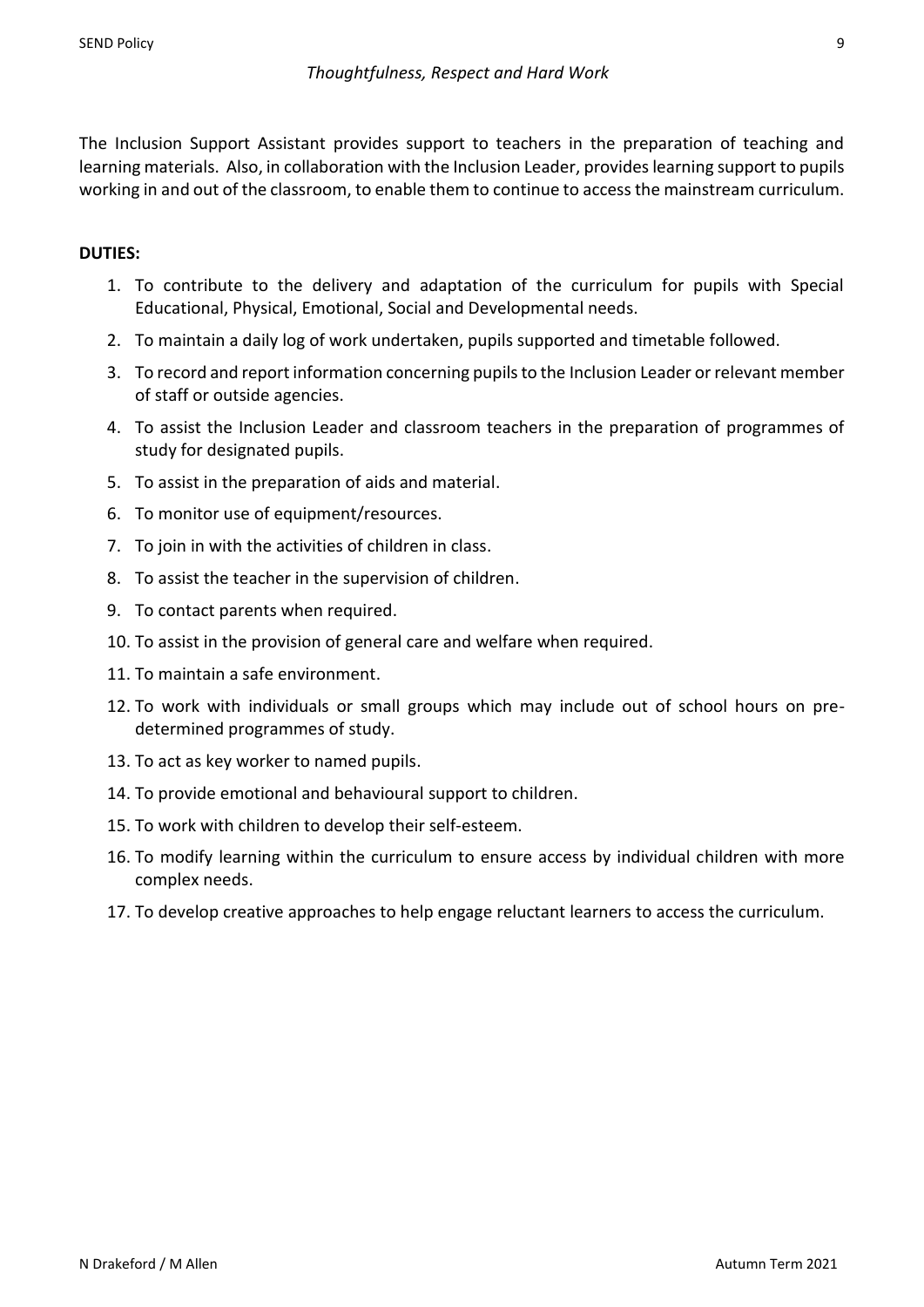The Inclusion Support Assistant provides support to teachers in the preparation of teaching and learning materials. Also, in collaboration with the Inclusion Leader, provides learning support to pupils working in and out of the classroom, to enable them to continue to access the mainstream curriculum.

**DUTIES:**

1. To contribute to the delivery and adaptation of the curriculum for pupils with Special Educational, Physical, Emotional, Social and Developmental needs.
2. To maintain a daily log of work undertaken, pupils supported and timetable followed.
3. To record and report information concerning pupils to the Inclusion Leader or relevant member of staff or outside agencies.
4. To assist the Inclusion Leader and classroom teachers in the preparation of programmes of study for designated pupils.
5. To assist in the preparation of aids and material.
6. To monitor use of equipment/resources.
7. To join in with the activities of children in class.
8. To assist the teacher in the supervision of children.
9. To contact parents when required.
10. To assist in the provision of general care and welfare when required.
11. To maintain a safe environment.
12. To work with individuals or small groups which may include out of school hours on pre-determined programmes of study.
13. To act as key worker to named pupils.
14. To provide emotional and behavioural support to children.
15. To work with children to develop their self-esteem.
16. To modify learning within the curriculum to ensure access by individual children with more complex needs.
17. To develop creative approaches to help engage reluctant learners to access the curriculum.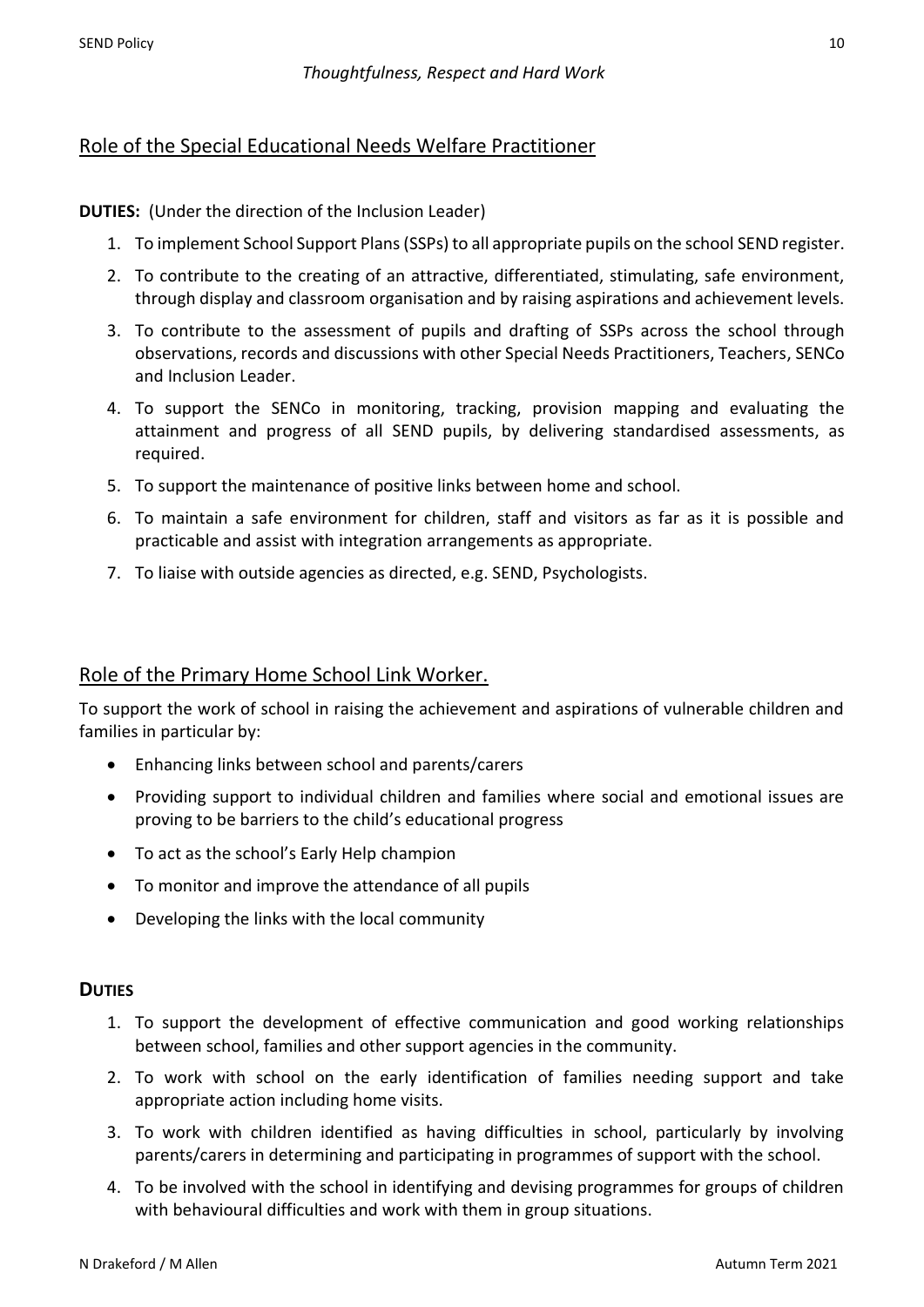## Role of the Special Educational Needs Welfare Practitioner

**DUTIES:** (Under the direction of the Inclusion Leader)

1. To implement School Support Plans (SSPs) to all appropriate pupils on the school SEND register.
2. To contribute to the creating of an attractive, differentiated, stimulating, safe environment, through display and classroom organisation and by raising aspirations and achievement levels.
3. To contribute to the assessment of pupils and drafting of SSPs across the school through observations, records and discussions with other Special Needs Practitioners, Teachers, SENCo and Inclusion Leader.
4. To support the SENCo in monitoring, tracking, provision mapping and evaluating the attainment and progress of all SEND pupils, by delivering standardised assessments, as required.
5. To support the maintenance of positive links between home and school.
6. To maintain a safe environment for children, staff and visitors as far as it is possible and practicable and assist with integration arrangements as appropriate.
7. To liaise with outside agencies as directed, e.g. SEND, Psychologists.

## Role of the Primary Home School Link Worker.

To support the work of school in raising the achievement and aspirations of vulnerable children and families in particular by:

- Enhancing links between school and parents/carers
- Providing support to individual children and families where social and emotional issues are proving to be barriers to the child's educational progress
- To act as the school's Early Help champion
- To monitor and improve the attendance of all pupils
- Developing the links with the local community

### DUTIES

1. To support the development of effective communication and good working relationships between school, families and other support agencies in the community.
2. To work with school on the early identification of families needing support and take appropriate action including home visits.
3. To work with children identified as having difficulties in school, particularly by involving parents/carers in determining and participating in programmes of support with the school.
4. To be involved with the school in identifying and devising programmes for groups of children with behavioural difficulties and work with them in group situations.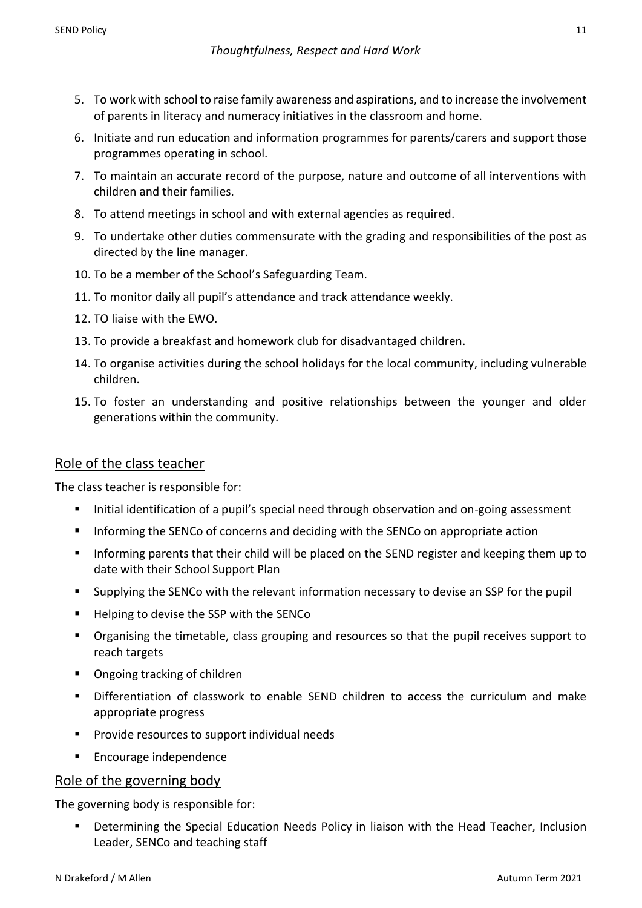5. To work with school to raise family awareness and aspirations, and to increase the involvement of parents in literacy and numeracy initiatives in the classroom and home.
6. Initiate and run education and information programmes for parents/carers and support those programmes operating in school.
7. To maintain an accurate record of the purpose, nature and outcome of all interventions with children and their families.
8. To attend meetings in school and with external agencies as required.
9. To undertake other duties commensurate with the grading and responsibilities of the post as directed by the line manager.
10. To be a member of the School's Safeguarding Team.
11. To monitor daily all pupil's attendance and track attendance weekly.
12. TO liaise with the EWO.
13. To provide a breakfast and homework club for disadvantaged children.
14. To organise activities during the school holidays for the local community, including vulnerable children.
15. To foster an understanding and positive relationships between the younger and older generations within the community.

## Role of the class teacher

The class teacher is responsible for:

- Initial identification of a pupil's special need through observation and on-going assessment
- Informing the SENCo of concerns and deciding with the SENCo on appropriate action
- Informing parents that their child will be placed on the SEND register and keeping them up to date with their School Support Plan
- Supplying the SENCo with the relevant information necessary to devise an SSP for the pupil
- Helping to devise the SSP with the SENCo
- Organising the timetable, class grouping and resources so that the pupil receives support to reach targets
- Ongoing tracking of children
- Differentiation of classwork to enable SEND children to access the curriculum and make appropriate progress
- Provide resources to support individual needs
- Encourage independence

## Role of the governing body

The governing body is responsible for:

- Determining the Special Education Needs Policy in liaison with the Head Teacher, Inclusion Leader, SENCo and teaching staff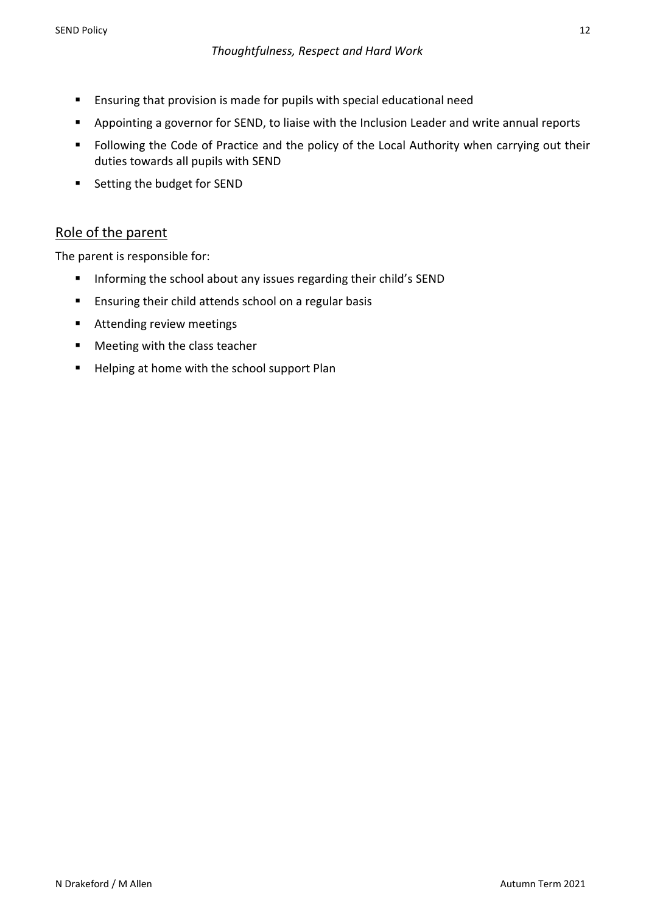- Ensuring that provision is made for pupils with special educational need
- Appointing a governor for SEND, to liaise with the Inclusion Leader and write annual reports
- Following the Code of Practice and the policy of the Local Authority when carrying out their duties towards all pupils with SEND
- Setting the budget for SEND

## Role of the parent

The parent is responsible for:

- Informing the school about any issues regarding their child's SEND
- Ensuring their child attends school on a regular basis
- Attending review meetings
- Meeting with the class teacher
- Helping at home with the school support Plan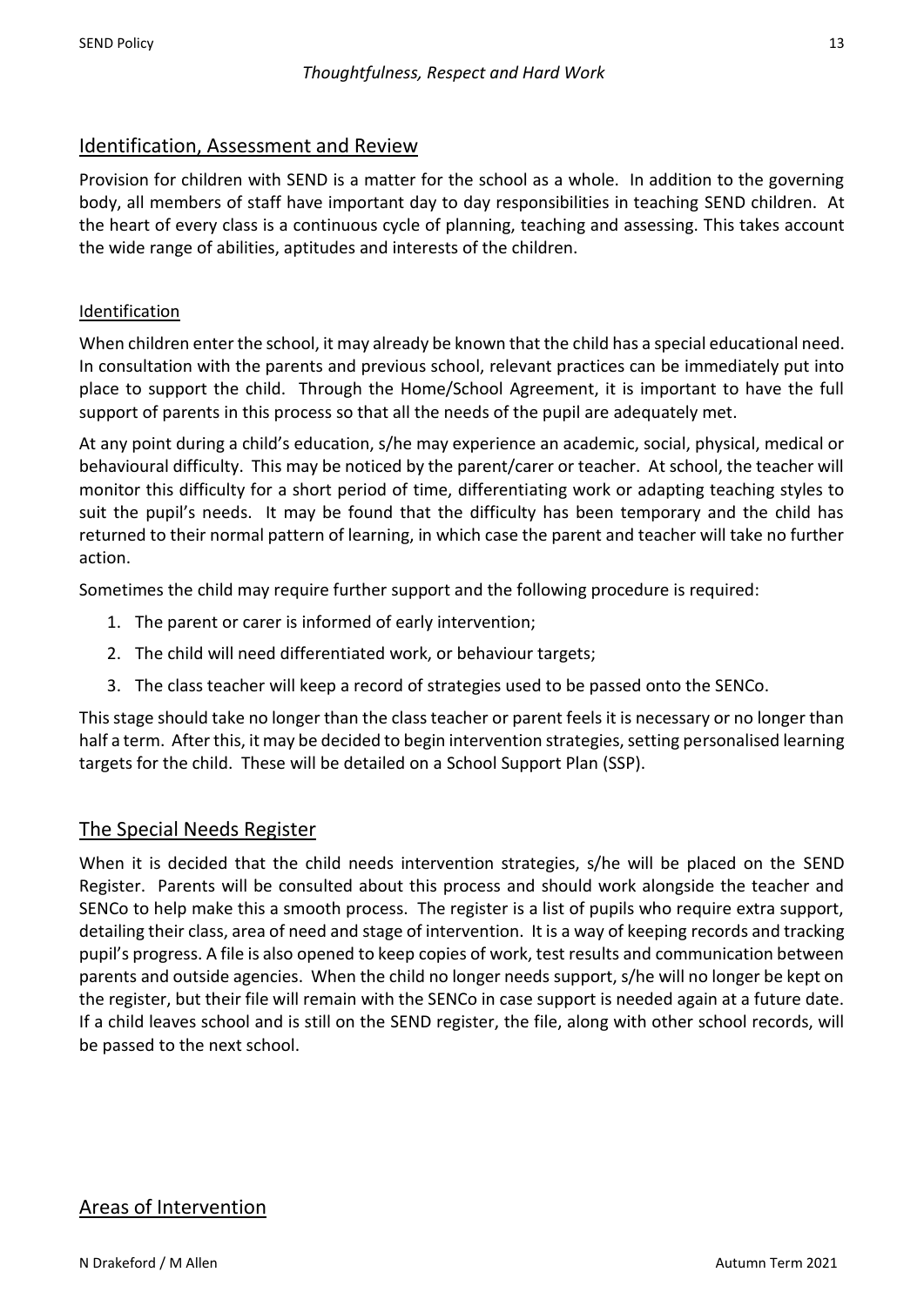*Thoughtfulness, Respect and Hard Work*

## Identification, Assessment and Review

Provision for children with SEND is a matter for the school as a whole. In addition to the governing body, all members of staff have important day to day responsibilities in teaching SEND children. At the heart of every class is a continuous cycle of planning, teaching and assessing. This takes account the wide range of abilities, aptitudes and interests of the children.

### Identification

When children enter the school, it may already be known that the child has a special educational need. In consultation with the parents and previous school, relevant practices can be immediately put into place to support the child. Through the Home/School Agreement, it is important to have the full support of parents in this process so that all the needs of the pupil are adequately met.

At any point during a child's education, s/he may experience an academic, social, physical, medical or behavioural difficulty. This may be noticed by the parent/carer or teacher. At school, the teacher will monitor this difficulty for a short period of time, differentiating work or adapting teaching styles to suit the pupil's needs. It may be found that the difficulty has been temporary and the child has returned to their normal pattern of learning, in which case the parent and teacher will take no further action.

Sometimes the child may require further support and the following procedure is required:

1. The parent or carer is informed of early intervention;
2. The child will need differentiated work, or behaviour targets;
3. The class teacher will keep a record of strategies used to be passed onto the SENCo.

This stage should take no longer than the class teacher or parent feels it is necessary or no longer than half a term. After this, it may be decided to begin intervention strategies, setting personalised learning targets for the child. These will be detailed on a School Support Plan (SSP).

## The Special Needs Register

When it is decided that the child needs intervention strategies, s/he will be placed on the SEND Register. Parents will be consulted about this process and should work alongside the teacher and SENCo to help make this a smooth process. The register is a list of pupils who require extra support, detailing their class, area of need and stage of intervention. It is a way of keeping records and tracking pupil's progress. A file is also opened to keep copies of work, test results and communication between parents and outside agencies. When the child no longer needs support, s/he will no longer be kept on the register, but their file will remain with the SENCo in case support is needed again at a future date. If a child leaves school and is still on the SEND register, the file, along with other school records, will be passed to the next school.

## Areas of Intervention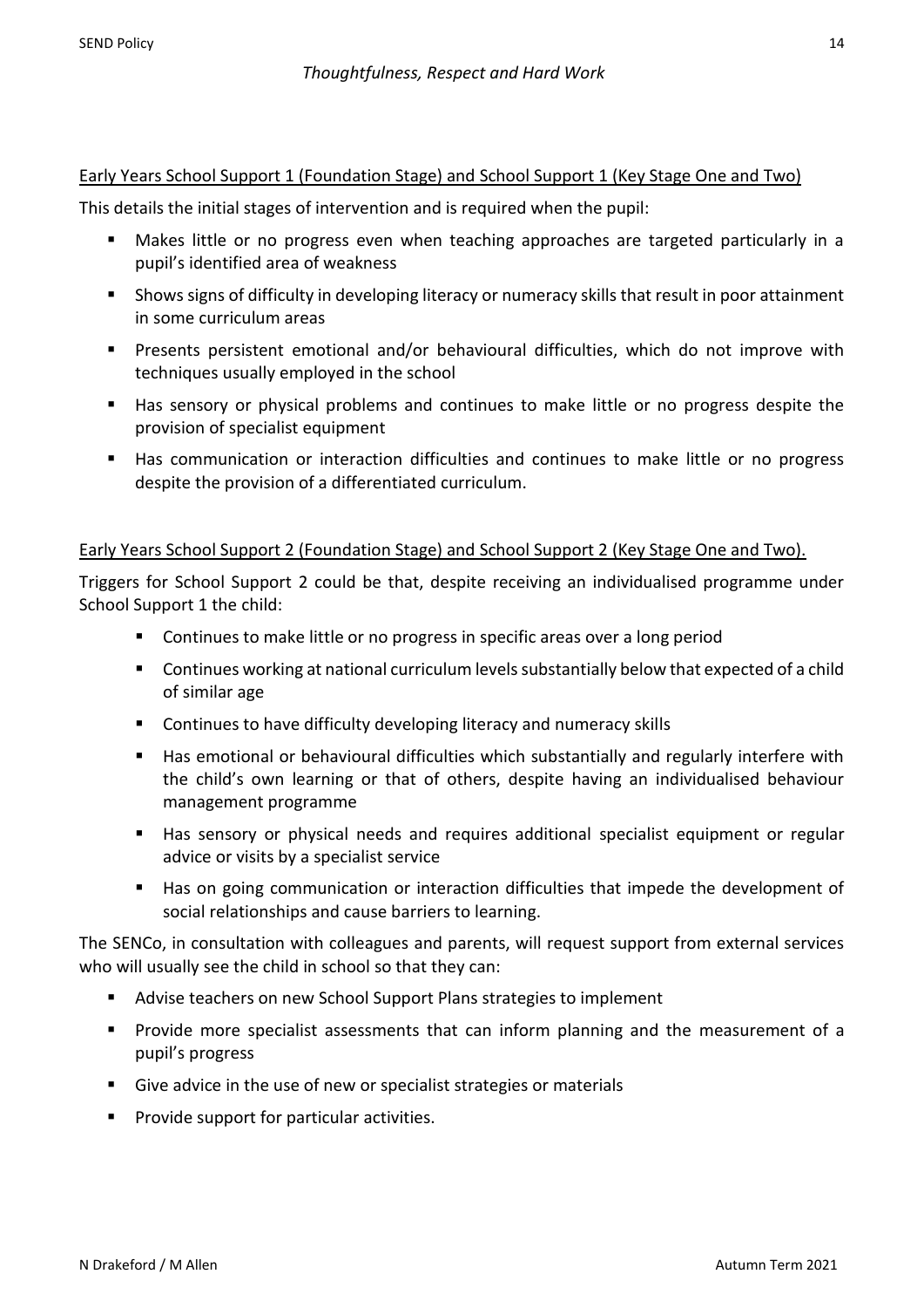*Thoughtfulness, Respect and Hard Work*

<u>Early Years School Support 1 (Foundation Stage) and School Support 1 (Key Stage One and Two)</u>

This details the initial stages of intervention and is required when the pupil:

- Makes little or no progress even when teaching approaches are targeted particularly in a pupil's identified area of weakness
- Shows signs of difficulty in developing literacy or numeracy skills that result in poor attainment in some curriculum areas
- Presents persistent emotional and/or behavioural difficulties, which do not improve with techniques usually employed in the school
- Has sensory or physical problems and continues to make little or no progress despite the provision of specialist equipment
- Has communication or interaction difficulties and continues to make little or no progress despite the provision of a differentiated curriculum.

<u>Early Years School Support 2 (Foundation Stage) and School Support 2 (Key Stage One and Two).</u>

Triggers for School Support 2 could be that, despite receiving an individualised programme under School Support 1 the child:

- Continues to make little or no progress in specific areas over a long period
- Continues working at national curriculum levels substantially below that expected of a child of similar age
- Continues to have difficulty developing literacy and numeracy skills
- Has emotional or behavioural difficulties which substantially and regularly interfere with the child's own learning or that of others, despite having an individualised behaviour management programme
- Has sensory or physical needs and requires additional specialist equipment or regular advice or visits by a specialist service
- Has on going communication or interaction difficulties that impede the development of social relationships and cause barriers to learning.

The SENCo, in consultation with colleagues and parents, will request support from external services who will usually see the child in school so that they can:

- Advise teachers on new School Support Plans strategies to implement
- Provide more specialist assessments that can inform planning and the measurement of a pupil's progress
- Give advice in the use of new or specialist strategies or materials
- Provide support for particular activities.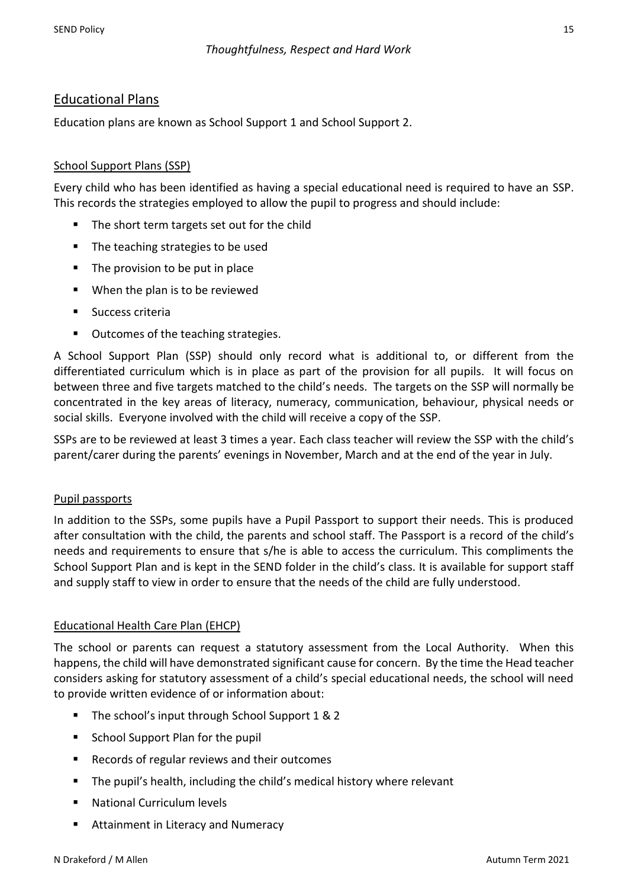*Thoughtfulness, Respect and Hard Work*

## Educational Plans

Education plans are known as School Support 1 and School Support 2.

### School Support Plans (SSP)

Every child who has been identified as having a special educational need is required to have an SSP. This records the strategies employed to allow the pupil to progress and should include:

- The short term targets set out for the child
- The teaching strategies to be used
- The provision to be put in place
- When the plan is to be reviewed
- Success criteria
- Outcomes of the teaching strategies.

A School Support Plan (SSP) should only record what is additional to, or different from the differentiated curriculum which is in place as part of the provision for all pupils. It will focus on between three and five targets matched to the child's needs. The targets on the SSP will normally be concentrated in the key areas of literacy, numeracy, communication, behaviour, physical needs or social skills. Everyone involved with the child will receive a copy of the SSP.

SSPs are to be reviewed at least 3 times a year. Each class teacher will review the SSP with the child's parent/carer during the parents' evenings in November, March and at the end of the year in July.

### Pupil passports

In addition to the SSPs, some pupils have a Pupil Passport to support their needs. This is produced after consultation with the child, the parents and school staff. The Passport is a record of the child's needs and requirements to ensure that s/he is able to access the curriculum. This compliments the School Support Plan and is kept in the SEND folder in the child's class. It is available for support staff and supply staff to view in order to ensure that the needs of the child are fully understood.

### Educational Health Care Plan (EHCP)

The school or parents can request a statutory assessment from the Local Authority. When this happens, the child will have demonstrated significant cause for concern. By the time the Head teacher considers asking for statutory assessment of a child's special educational needs, the school will need to provide written evidence of or information about:

- The school's input through School Support 1 & 2
- School Support Plan for the pupil
- Records of regular reviews and their outcomes
- The pupil's health, including the child's medical history where relevant
- National Curriculum levels
- Attainment in Literacy and Numeracy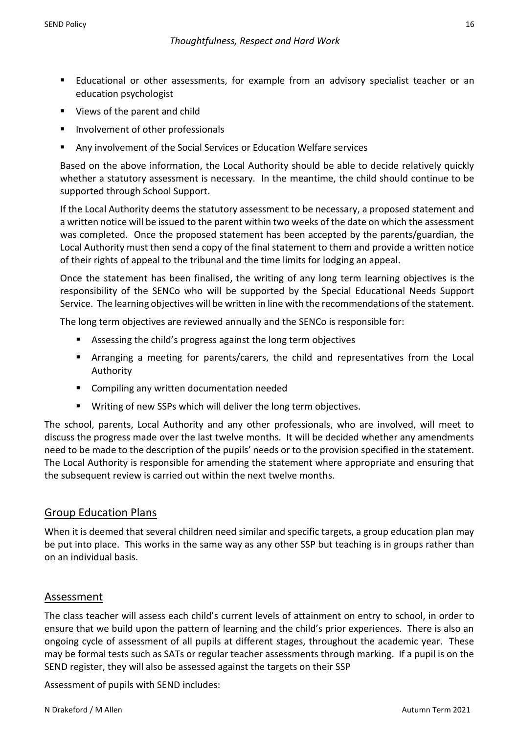- Educational or other assessments, for example from an advisory specialist teacher or an education psychologist
- Views of the parent and child
- Involvement of other professionals
- Any involvement of the Social Services or Education Welfare services

Based on the above information, the Local Authority should be able to decide relatively quickly whether a statutory assessment is necessary. In the meantime, the child should continue to be supported through School Support.

If the Local Authority deems the statutory assessment to be necessary, a proposed statement and a written notice will be issued to the parent within two weeks of the date on which the assessment was completed. Once the proposed statement has been accepted by the parents/guardian, the Local Authority must then send a copy of the final statement to them and provide a written notice of their rights of appeal to the tribunal and the time limits for lodging an appeal.

Once the statement has been finalised, the writing of any long term learning objectives is the responsibility of the SENCo who will be supported by the Special Educational Needs Support Service. The learning objectives will be written in line with the recommendations of the statement.

The long term objectives are reviewed annually and the SENCo is responsible for:

- Assessing the child's progress against the long term objectives
- Arranging a meeting for parents/carers, the child and representatives from the Local Authority
- Compiling any written documentation needed
- Writing of new SSPs which will deliver the long term objectives.

The school, parents, Local Authority and any other professionals, who are involved, will meet to discuss the progress made over the last twelve months. It will be decided whether any amendments need to be made to the description of the pupils' needs or to the provision specified in the statement. The Local Authority is responsible for amending the statement where appropriate and ensuring that the subsequent review is carried out within the next twelve months.

## Group Education Plans

When it is deemed that several children need similar and specific targets, a group education plan may be put into place. This works in the same way as any other SSP but teaching is in groups rather than on an individual basis.

## Assessment

The class teacher will assess each child's current levels of attainment on entry to school, in order to ensure that we build upon the pattern of learning and the child's prior experiences. There is also an ongoing cycle of assessment of all pupils at different stages, throughout the academic year. These may be formal tests such as SATs or regular teacher assessments through marking. If a pupil is on the SEND register, they will also be assessed against the targets on their SSP

Assessment of pupils with SEND includes: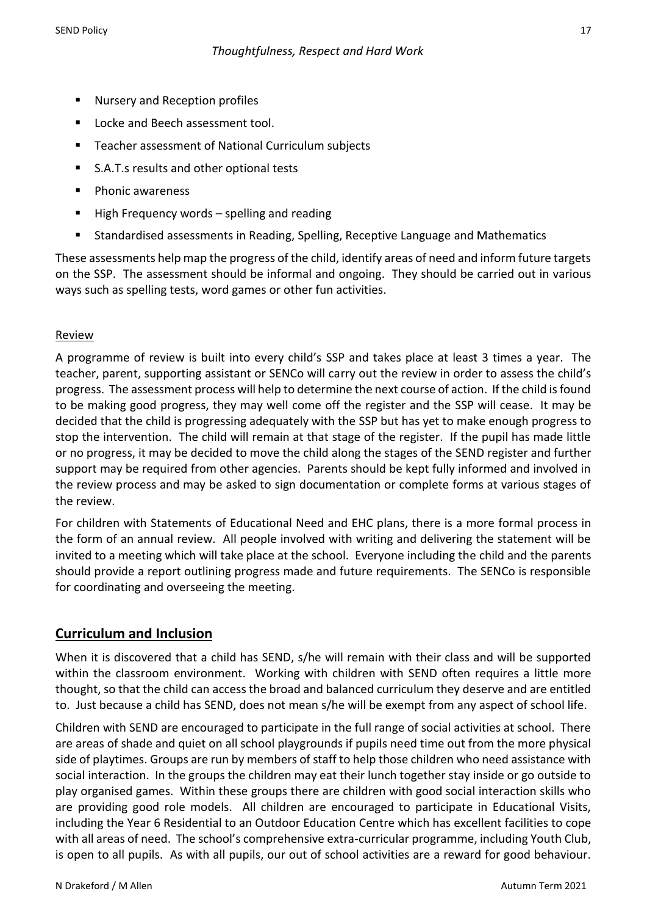- Nursery and Reception profiles
- Locke and Beech assessment tool.
- Teacher assessment of National Curriculum subjects
- S.A.T.s results and other optional tests
- Phonic awareness
- High Frequency words – spelling and reading
- Standardised assessments in Reading, Spelling, Receptive Language and Mathematics

These assessments help map the progress of the child, identify areas of need and inform future targets on the SSP. The assessment should be informal and ongoing. They should be carried out in various ways such as spelling tests, word games or other fun activities.

Review

A programme of review is built into every child's SSP and takes place at least 3 times a year. The teacher, parent, supporting assistant or SENCo will carry out the review in order to assess the child's progress. The assessment process will help to determine the next course of action. If the child is found to be making good progress, they may well come off the register and the SSP will cease. It may be decided that the child is progressing adequately with the SSP but has yet to make enough progress to stop the intervention. The child will remain at that stage of the register. If the pupil has made little or no progress, it may be decided to move the child along the stages of the SEND register and further support may be required from other agencies. Parents should be kept fully informed and involved in the review process and may be asked to sign documentation or complete forms at various stages of the review.

For children with Statements of Educational Need and EHC plans, there is a more formal process in the form of an annual review. All people involved with writing and delivering the statement will be invited to a meeting which will take place at the school. Everyone including the child and the parents should provide a report outlining progress made and future requirements. The SENCo is responsible for coordinating and overseeing the meeting.

## Curriculum and Inclusion

When it is discovered that a child has SEND, s/he will remain with their class and will be supported within the classroom environment. Working with children with SEND often requires a little more thought, so that the child can access the broad and balanced curriculum they deserve and are entitled to. Just because a child has SEND, does not mean s/he will be exempt from any aspect of school life.

Children with SEND are encouraged to participate in the full range of social activities at school. There are areas of shade and quiet on all school playgrounds if pupils need time out from the more physical side of playtimes. Groups are run by members of staff to help those children who need assistance with social interaction. In the groups the children may eat their lunch together stay inside or go outside to play organised games. Within these groups there are children with good social interaction skills who are providing good role models. All children are encouraged to participate in Educational Visits, including the Year 6 Residential to an Outdoor Education Centre which has excellent facilities to cope with all areas of need. The school's comprehensive extra-curricular programme, including Youth Club, is open to all pupils. As with all pupils, our out of school activities are a reward for good behaviour.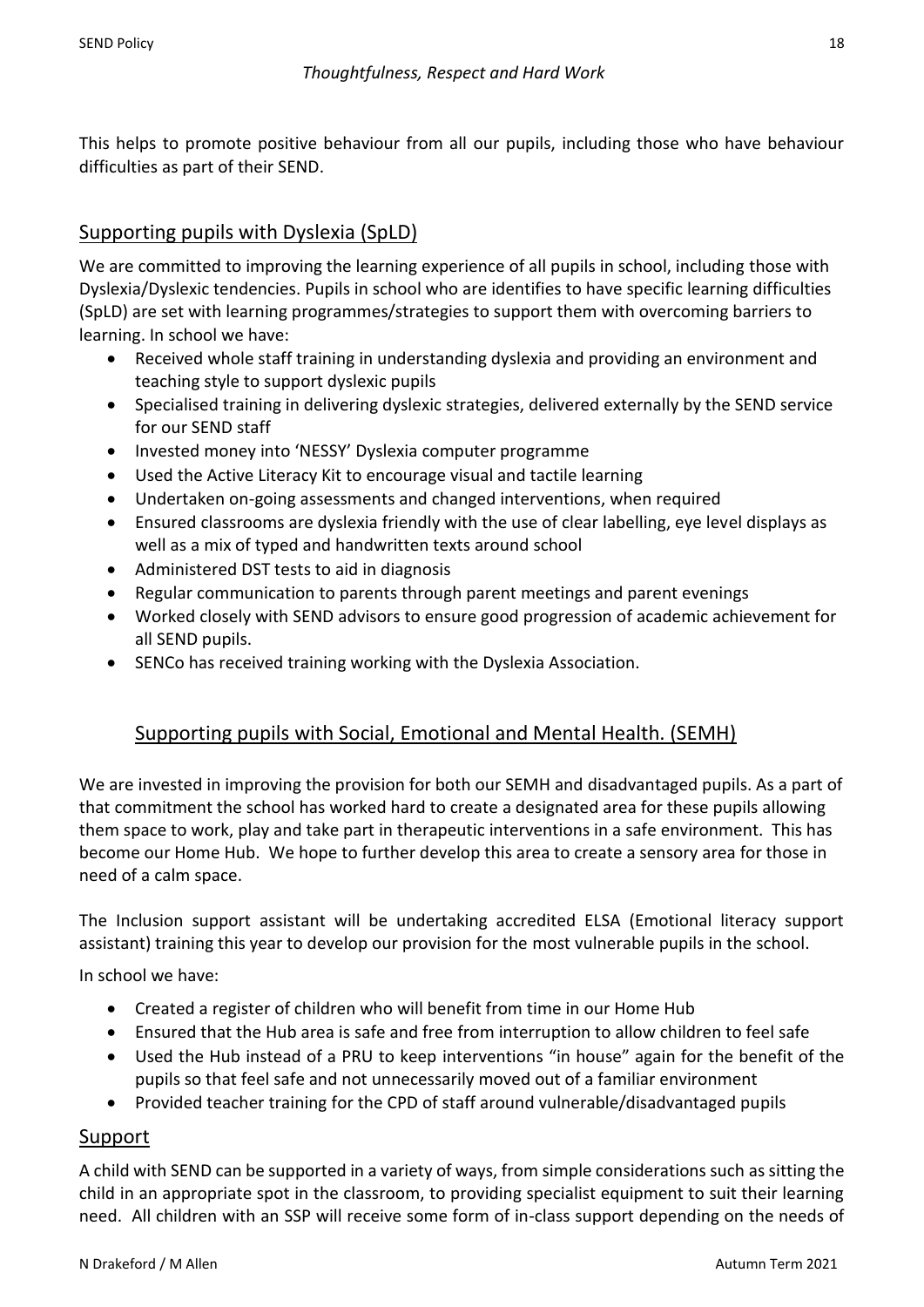*Thoughtfulness, Respect and Hard Work*

This helps to promote positive behaviour from all our pupils, including those who have behaviour difficulties as part of their SEND.

## Supporting pupils with Dyslexia (SpLD)

We are committed to improving the learning experience of all pupils in school, including those with Dyslexia/Dyslexic tendencies. Pupils in school who are identifies to have specific learning difficulties (SpLD) are set with learning programmes/strategies to support them with overcoming barriers to learning. In school we have:

- Received whole staff training in understanding dyslexia and providing an environment and teaching style to support dyslexic pupils
- Specialised training in delivering dyslexic strategies, delivered externally by the SEND service for our SEND staff
- Invested money into 'NESSY' Dyslexia computer programme
- Used the Active Literacy Kit to encourage visual and tactile learning
- Undertaken on-going assessments and changed interventions, when required
- Ensured classrooms are dyslexia friendly with the use of clear labelling, eye level displays as well as a mix of typed and handwritten texts around school
- Administered DST tests to aid in diagnosis
- Regular communication to parents through parent meetings and parent evenings
- Worked closely with SEND advisors to ensure good progression of academic achievement for all SEND pupils.
- SENCo has received training working with the Dyslexia Association.

## Supporting pupils with Social, Emotional and Mental Health. (SEMH)

We are invested in improving the provision for both our SEMH and disadvantaged pupils. As a part of that commitment the school has worked hard to create a designated area for these pupils allowing them space to work, play and take part in therapeutic interventions in a safe environment. This has become our Home Hub. We hope to further develop this area to create a sensory area for those in need of a calm space.

The Inclusion support assistant will be undertaking accredited ELSA (Emotional literacy support assistant) training this year to develop our provision for the most vulnerable pupils in the school.

In school we have:

- Created a register of children who will benefit from time in our Home Hub
- Ensured that the Hub area is safe and free from interruption to allow children to feel safe
- Used the Hub instead of a PRU to keep interventions "in house" again for the benefit of the pupils so that feel safe and not unnecessarily moved out of a familiar environment
- Provided teacher training for the CPD of staff around vulnerable/disadvantaged pupils

## Support

A child with SEND can be supported in a variety of ways, from simple considerations such as sitting the child in an appropriate spot in the classroom, to providing specialist equipment to suit their learning need. All children with an SSP will receive some form of in-class support depending on the needs of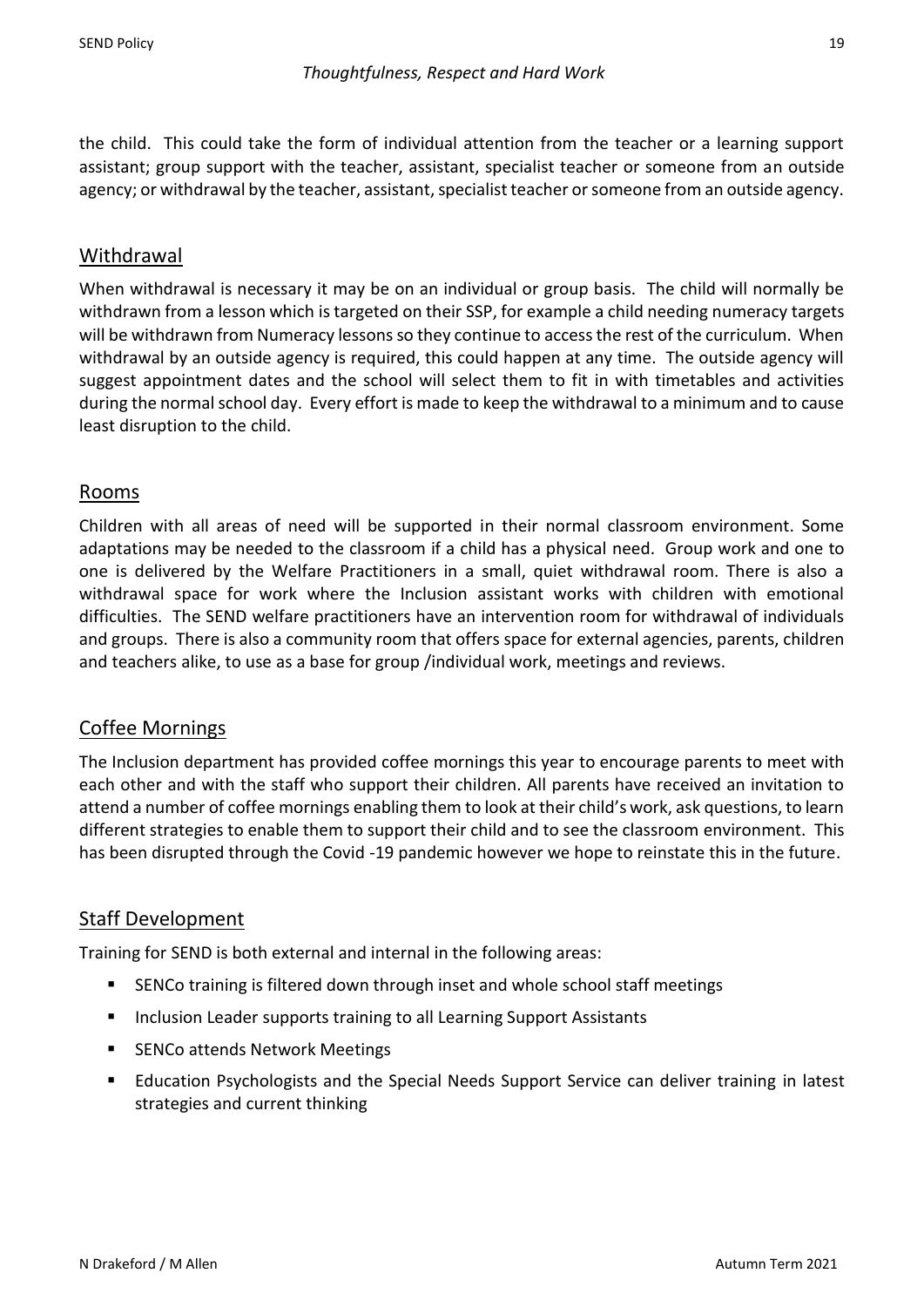the child. This could take the form of individual attention from the teacher or a learning support assistant; group support with the teacher, assistant, specialist teacher or someone from an outside agency; or withdrawal by the teacher, assistant, specialist teacher or someone from an outside agency.

## Withdrawal

When withdrawal is necessary it may be on an individual or group basis. The child will normally be withdrawn from a lesson which is targeted on their SSP, for example a child needing numeracy targets will be withdrawn from Numeracy lessons so they continue to access the rest of the curriculum. When withdrawal by an outside agency is required, this could happen at any time. The outside agency will suggest appointment dates and the school will select them to fit in with timetables and activities during the normal school day. Every effort is made to keep the withdrawal to a minimum and to cause least disruption to the child.

## Rooms

Children with all areas of need will be supported in their normal classroom environment. Some adaptations may be needed to the classroom if a child has a physical need. Group work and one to one is delivered by the Welfare Practitioners in a small, quiet withdrawal room. There is also a withdrawal space for work where the Inclusion assistant works with children with emotional difficulties. The SEND welfare practitioners have an intervention room for withdrawal of individuals and groups. There is also a community room that offers space for external agencies, parents, children and teachers alike, to use as a base for group /individual work, meetings and reviews.

## Coffee Mornings

The Inclusion department has provided coffee mornings this year to encourage parents to meet with each other and with the staff who support their children. All parents have received an invitation to attend a number of coffee mornings enabling them to look at their child's work, ask questions, to learn different strategies to enable them to support their child and to see the classroom environment. This has been disrupted through the Covid -19 pandemic however we hope to reinstate this in the future.

## Staff Development

Training for SEND is both external and internal in the following areas:

- SENCo training is filtered down through inset and whole school staff meetings
- Inclusion Leader supports training to all Learning Support Assistants
- SENCo attends Network Meetings
- Education Psychologists and the Special Needs Support Service can deliver training in latest strategies and current thinking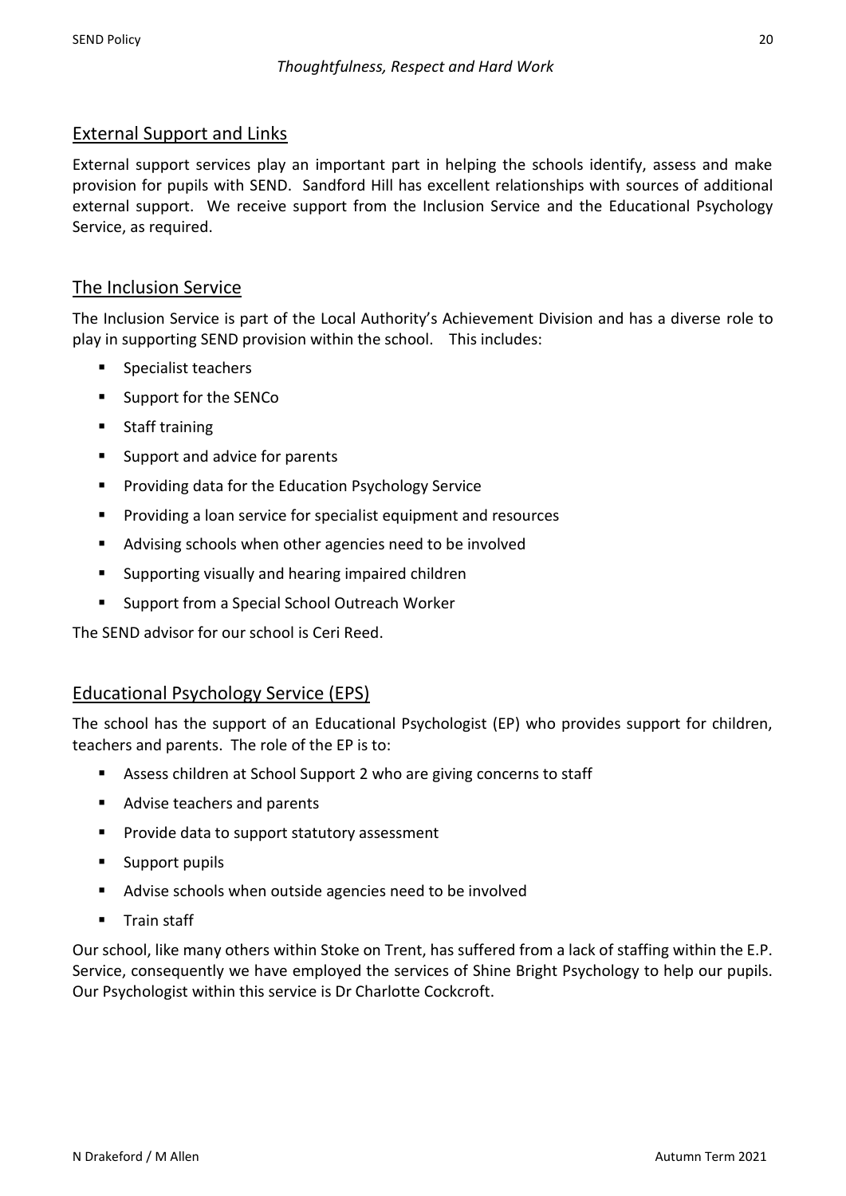## External Support and Links

External support services play an important part in helping the schools identify, assess and make provision for pupils with SEND. Sandford Hill has excellent relationships with sources of additional external support. We receive support from the Inclusion Service and the Educational Psychology Service, as required.

## The Inclusion Service

The Inclusion Service is part of the Local Authority's Achievement Division and has a diverse role to play in supporting SEND provision within the school. This includes:

- Specialist teachers
- Support for the SENCo
- Staff training
- Support and advice for parents
- Providing data for the Education Psychology Service
- Providing a loan service for specialist equipment and resources
- Advising schools when other agencies need to be involved
- Supporting visually and hearing impaired children
- Support from a Special School Outreach Worker

The SEND advisor for our school is Ceri Reed.

## Educational Psychology Service (EPS)

The school has the support of an Educational Psychologist (EP) who provides support for children, teachers and parents. The role of the EP is to:

- Assess children at School Support 2 who are giving concerns to staff
- Advise teachers and parents
- Provide data to support statutory assessment
- Support pupils
- Advise schools when outside agencies need to be involved
- Train staff

Our school, like many others within Stoke on Trent, has suffered from a lack of staffing within the E.P. Service, consequently we have employed the services of Shine Bright Psychology to help our pupils. Our Psychologist within this service is Dr Charlotte Cockcroft.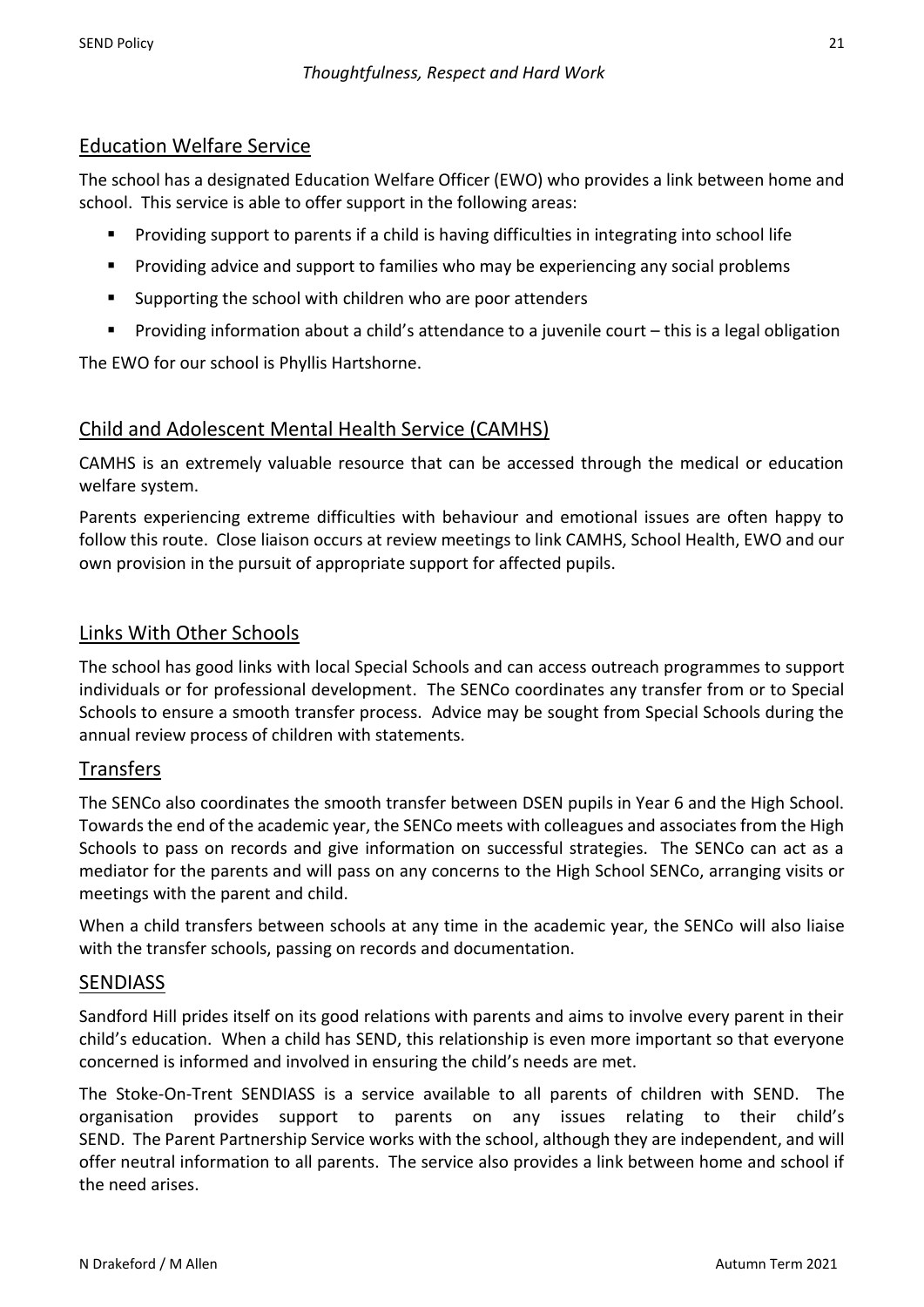## Education Welfare Service

The school has a designated Education Welfare Officer (EWO) who provides a link between home and school. This service is able to offer support in the following areas:

- Providing support to parents if a child is having difficulties in integrating into school life
- Providing advice and support to families who may be experiencing any social problems
- Supporting the school with children who are poor attenders
- Providing information about a child's attendance to a juvenile court – this is a legal obligation

The EWO for our school is Phyllis Hartshorne.

## Child and Adolescent Mental Health Service (CAMHS)

CAMHS is an extremely valuable resource that can be accessed through the medical or education welfare system.

Parents experiencing extreme difficulties with behaviour and emotional issues are often happy to follow this route. Close liaison occurs at review meetings to link CAMHS, School Health, EWO and our own provision in the pursuit of appropriate support for affected pupils.

## Links With Other Schools

The school has good links with local Special Schools and can access outreach programmes to support individuals or for professional development. The SENCo coordinates any transfer from or to Special Schools to ensure a smooth transfer process. Advice may be sought from Special Schools during the annual review process of children with statements.

## Transfers

The SENCo also coordinates the smooth transfer between DSEN pupils in Year 6 and the High School. Towards the end of the academic year, the SENCo meets with colleagues and associates from the High Schools to pass on records and give information on successful strategies. The SENCo can act as a mediator for the parents and will pass on any concerns to the High School SENCo, arranging visits or meetings with the parent and child.

When a child transfers between schools at any time in the academic year, the SENCo will also liaise with the transfer schools, passing on records and documentation.

## SENDIASS

Sandford Hill prides itself on its good relations with parents and aims to involve every parent in their child's education. When a child has SEND, this relationship is even more important so that everyone concerned is informed and involved in ensuring the child's needs are met.

The Stoke-On-Trent SENDIASS is a service available to all parents of children with SEND. The organisation provides support to parents on any issues relating to their child's SEND. The Parent Partnership Service works with the school, although they are independent, and will offer neutral information to all parents. The service also provides a link between home and school if the need arises.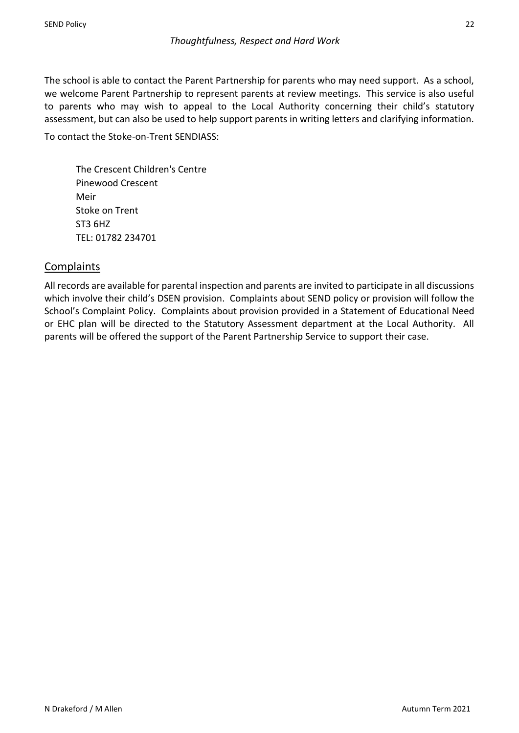The school is able to contact the Parent Partnership for parents who may need support. As a school, we welcome Parent Partnership to represent parents at review meetings. This service is also useful to parents who may wish to appeal to the Local Authority concerning their child's statutory assessment, but can also be used to help support parents in writing letters and clarifying information.

To contact the Stoke-on-Trent SENDIASS:

The Crescent Children's Centre
Pinewood Crescent
Meir
Stoke on Trent
ST3 6HZ
TEL: 01782 234701

## Complaints

All records are available for parental inspection and parents are invited to participate in all discussions which involve their child's DSEN provision. Complaints about SEND policy or provision will follow the School's Complaint Policy. Complaints about provision provided in a Statement of Educational Need or EHC plan will be directed to the Statutory Assessment department at the Local Authority. All parents will be offered the support of the Parent Partnership Service to support their case.